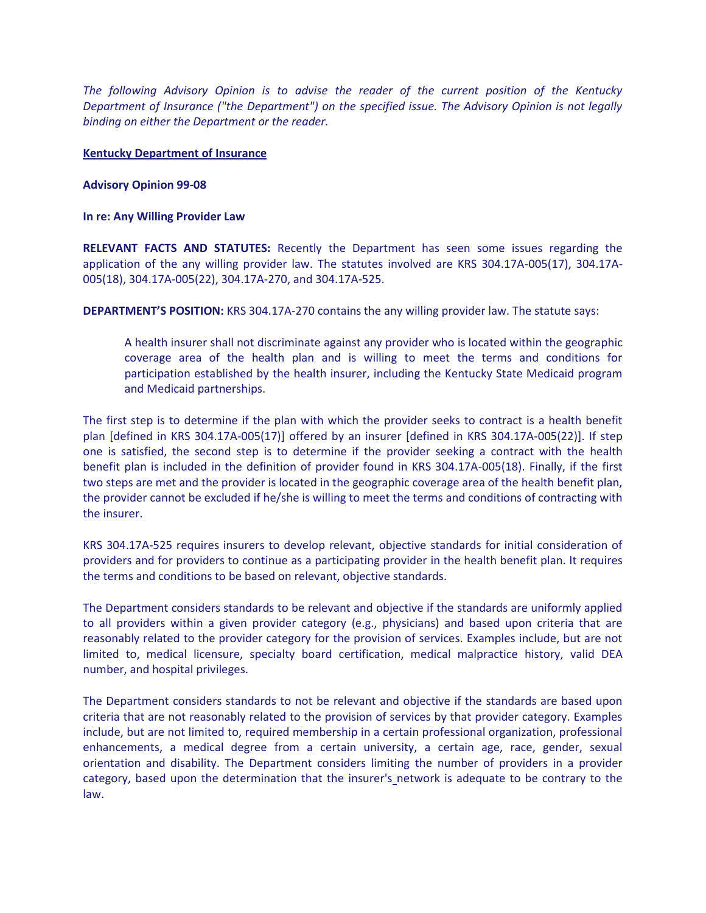*The following Advisory Opinion is to advise the reader of the current position of the Kentucky Department of Insurance ("the Department") on the specified issue. The Advisory Opinion is not legally binding on either the Department or the reader.*

**Kentucky Department of Insurance**

**Advisory Opinion 99-08**

**In re: Any Willing Provider Law**

**RELEVANT FACTS AND STATUTES:** Recently the Department has seen some issues regarding the application of the any willing provider law. The statutes involved are KRS 304.17A-005(17), 304.17A-005(18), 304.17A-005(22), 304.17A-270, and 304.17A-525.

**DEPARTMENT'S POSITION:** KRS 304.17A-270 contains the any willing provider law. The statute says:

> A health insurer shall not discriminate against any provider who is located within the geographic coverage area of the health plan and is willing to meet the terms and conditions for participation established by the health insurer, including the Kentucky State Medicaid program and Medicaid partnerships.

The first step is to determine if the plan with which the provider seeks to contract is a health benefit plan [defined in KRS 304.17A-005(17)] offered by an insurer [defined in KRS 304.17A-005(22)]. If step one is satisfied, the second step is to determine if the provider seeking a contract with the health benefit plan is included in the definition of provider found in KRS 304.17A-005(18). Finally, if the first two steps are met and the provider is located in the geographic coverage area of the health benefit plan, the provider cannot be excluded if he/she is willing to meet the terms and conditions of contracting with the insurer.

KRS 304.17A-525 requires insurers to develop relevant, objective standards for initial consideration of providers and for providers to continue as a participating provider in the health benefit plan. It requires the terms and conditions to be based on relevant, objective standards.

The Department considers standards to be relevant and objective if the standards are uniformly applied to all providers within a given provider category (e.g., physicians) and based upon criteria that are reasonably related to the provider category for the provision of services. Examples include, but are not limited to, medical licensure, specialty board certification, medical malpractice history, valid DEA number, and hospital privileges.

The Department considers standards to not be relevant and objective if the standards are based upon criteria that are not reasonably related to the provision of services by that provider category. Examples include, but are not limited to, required membership in a certain professional organization, professional enhancements, a medical degree from a certain university, a certain age, race, gender, sexual orientation and disability. The Department considers limiting the number of providers in a provider category, based upon the determination that the insurer's network is adequate to be contrary to the law.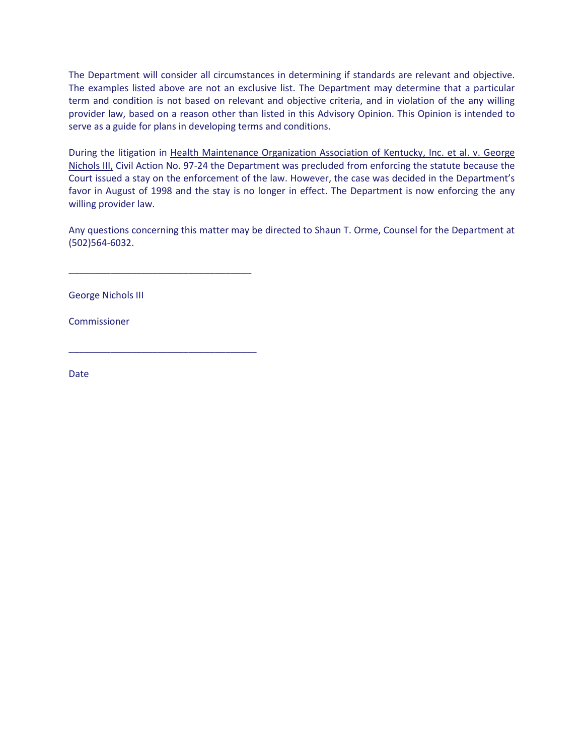The Department will consider all circumstances in determining if standards are relevant and objective. The examples listed above are not an exclusive list. The Department may determine that a particular term and condition is not based on relevant and objective criteria, and in violation of the any willing provider law, based on a reason other than listed in this Advisory Opinion. This Opinion is intended to serve as a guide for plans in developing terms and conditions.

During the litigation in Health Maintenance Organization Association of Kentucky, Inc. et al. v. George Nichols III, Civil Action No. 97-24 the Department was precluded from enforcing the statute because the Court issued a stay on the enforcement of the law. However, the case was decided in the Department's favor in August of 1998 and the stay is no longer in effect. The Department is now enforcing the any willing provider law.

Any questions concerning this matter may be directed to Shaun T. Orme, Counsel for the Department at (502)564-6032.

___________________________________

George Nichols III

Commissioner

____________________________________

Date